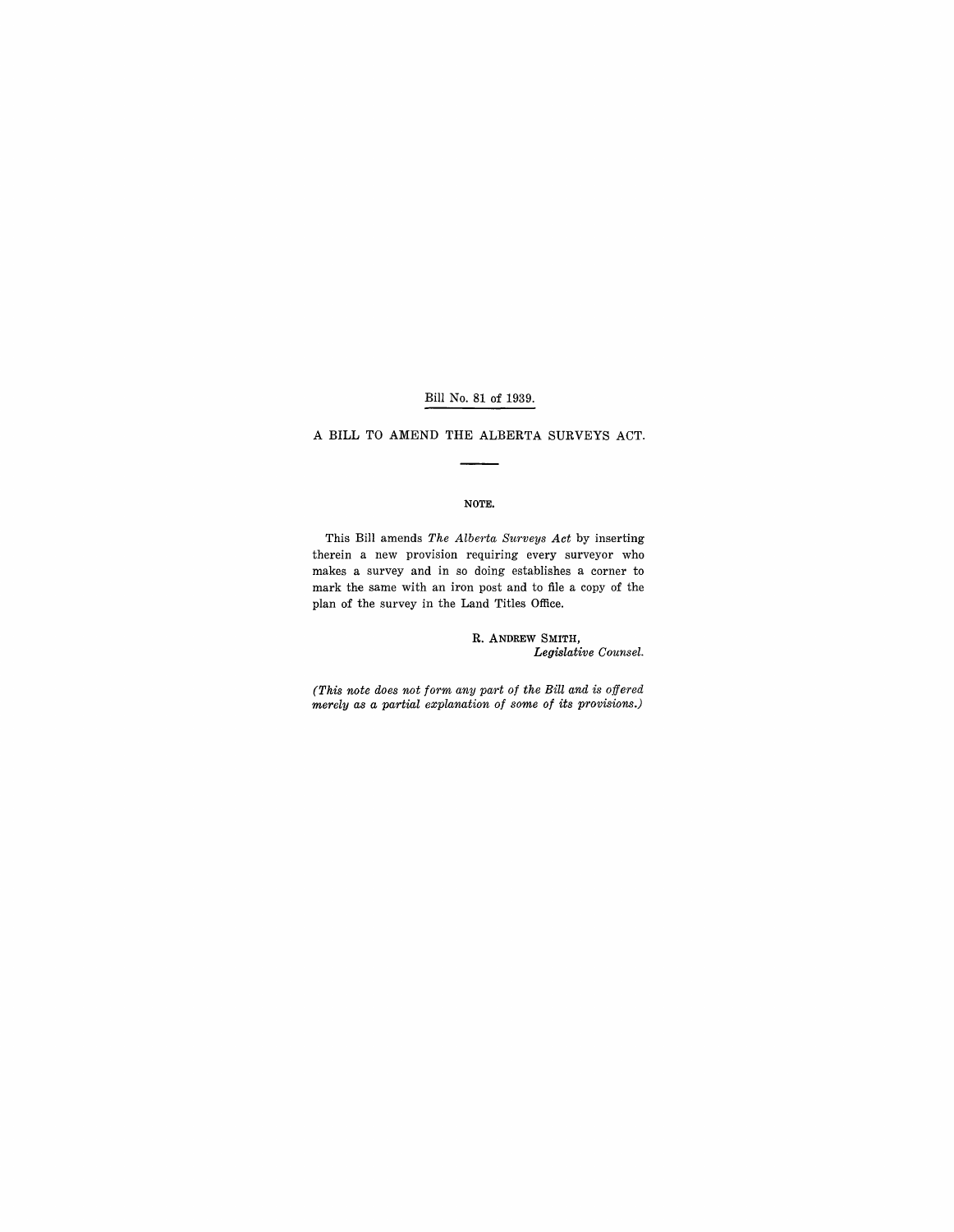Bill No. 81 of 1939.

# A BILL TO AMEND THE ALBERTA SURVEYS ACT.

NOTE.

This Bill amends *The Alberta Surveys Act* by inserting therein a new provision requiring every surveyor who makes a survey and in so doing establishes a corner to mark the same with an iron post and to file a copy of the plan of the survey in the Land Titles Office.

R. ANDREW SMITH,
*Legislative Counsel.*

*(This note does not form any part of the Bill and is offered merely as a partial explanation of some of its provisions.)*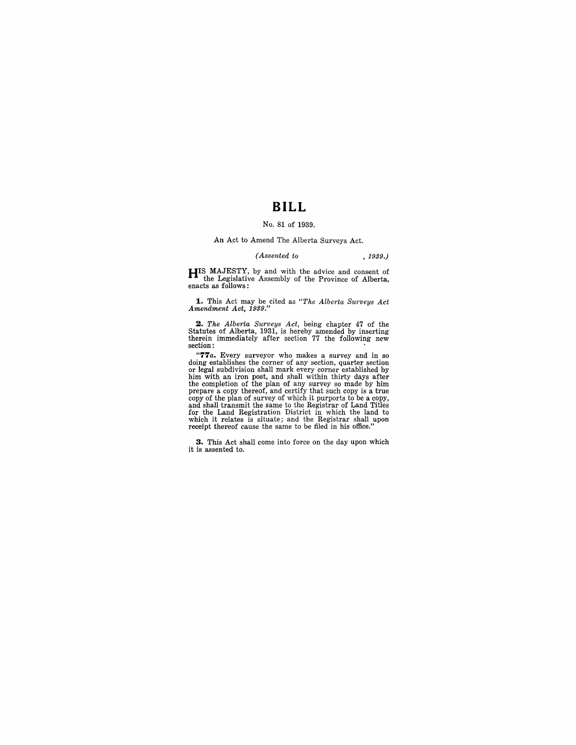# BILL

No. 81 of 1939.

An Act to Amend The Alberta Surveys Act.

*(Assented to , 1939.)*

HIS MAJESTY, by and with the advice and consent of the Legislative Assembly of the Province of Alberta, enacts as follows:

**1.** This Act may be cited as *"The Alberta Surveys Act Amendment Act, 1939."*

**2.** *The Alberta Surveys Act*, being chapter 47 of the Statutes of Alberta, 1931, is hereby amended by inserting therein immediately after section 77 the following new section:

"**77*a***. Every surveyor who makes a survey and in so doing establishes the corner of any section, quarter section or legal subdivision shall mark every corner established by him with an iron post, and shall within thirty days after the completion of the plan of any survey so made by him prepare a copy thereof, and certify that such copy is a true copy of the plan of survey of which it purports to be a copy, and shall transmit the same to the Registrar of Land Titles for the Land Registration District in which the land to which it relates is situate; and the Registrar shall upon receipt thereof cause the same to be filed in his office."

**3.** This Act shall come into force on the day upon which it is assented to.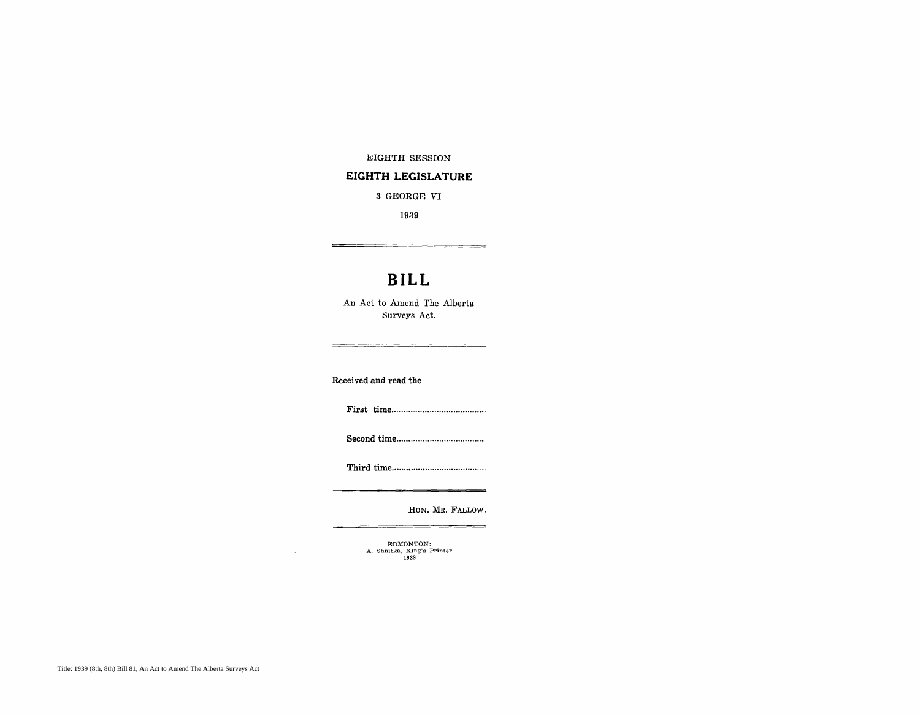EIGHTH SESSION

**EIGHTH LEGISLATURE**

3 GEORGE VI

1939

---

# BILL

An Act to Amend The Alberta Surveys Act.

---

**Received and read the**

**First time**........................................

**Second time**......................................

**Third time**........................................

---

HON. MR. FALLOW.

---

EDMONTON:
A. Shnitka, King's Printer
1939

Title: 1939 (8th, 8th) Bill 81, An Act to Amend The Alberta Surveys Act